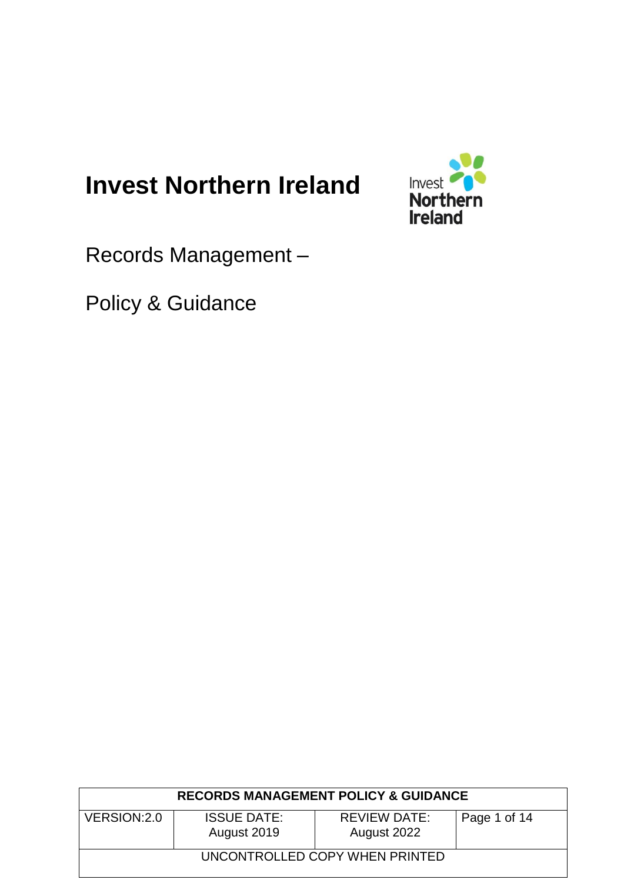# Invest Northern Ireland

Records Management –

Policy & Guidance

| RECORDS MANAGEMENT POLICY & GUIDANCE | | | |
| --- | --- | --- | --- |
| VERSION:2.0 | ISSUE DATE: August 2019 | REVIEW DATE: August 2022 | Page 1 of 14 |
| UNCONTROLLED COPY WHEN PRINTED | | | |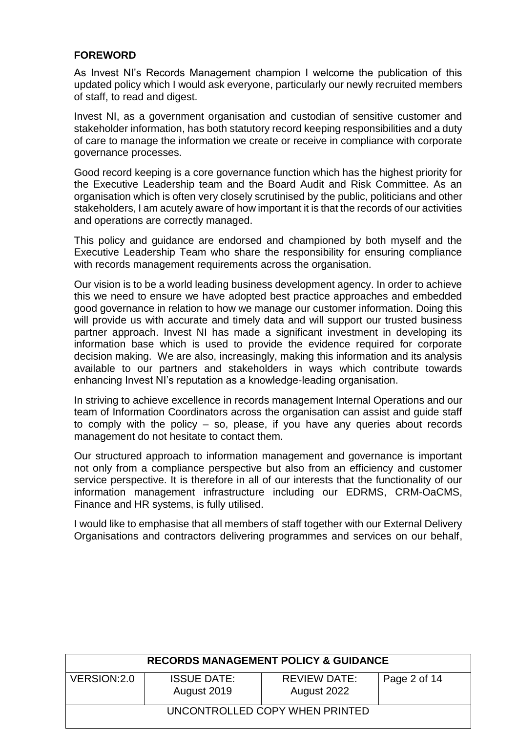**FOREWORD**

As Invest NI's Records Management champion I welcome the publication of this updated policy which I would ask everyone, particularly our newly recruited members of staff, to read and digest.

Invest NI, as a government organisation and custodian of sensitive customer and stakeholder information, has both statutory record keeping responsibilities and a duty of care to manage the information we create or receive in compliance with corporate governance processes.

Good record keeping is a core governance function which has the highest priority for the Executive Leadership team and the Board Audit and Risk Committee. As an organisation which is often very closely scrutinised by the public, politicians and other stakeholders, I am acutely aware of how important it is that the records of our activities and operations are correctly managed.

This policy and guidance are endorsed and championed by both myself and the Executive Leadership Team who share the responsibility for ensuring compliance with records management requirements across the organisation.

Our vision is to be a world leading business development agency. In order to achieve this we need to ensure we have adopted best practice approaches and embedded good governance in relation to how we manage our customer information. Doing this will provide us with accurate and timely data and will support our trusted business partner approach. Invest NI has made a significant investment in developing its information base which is used to provide the evidence required for corporate decision making. We are also, increasingly, making this information and its analysis available to our partners and stakeholders in ways which contribute towards enhancing Invest NI's reputation as a knowledge-leading organisation.

In striving to achieve excellence in records management Internal Operations and our team of Information Coordinators across the organisation can assist and guide staff to comply with the policy – so, please, if you have any queries about records management do not hesitate to contact them.

Our structured approach to information management and governance is important not only from a compliance perspective but also from an efficiency and customer service perspective. It is therefore in all of our interests that the functionality of our information management infrastructure including our EDRMS, CRM-OaCMS, Finance and HR systems, is fully utilised.

I would like to emphasise that all members of staff together with our External Delivery Organisations and contractors delivering programmes and services on our behalf,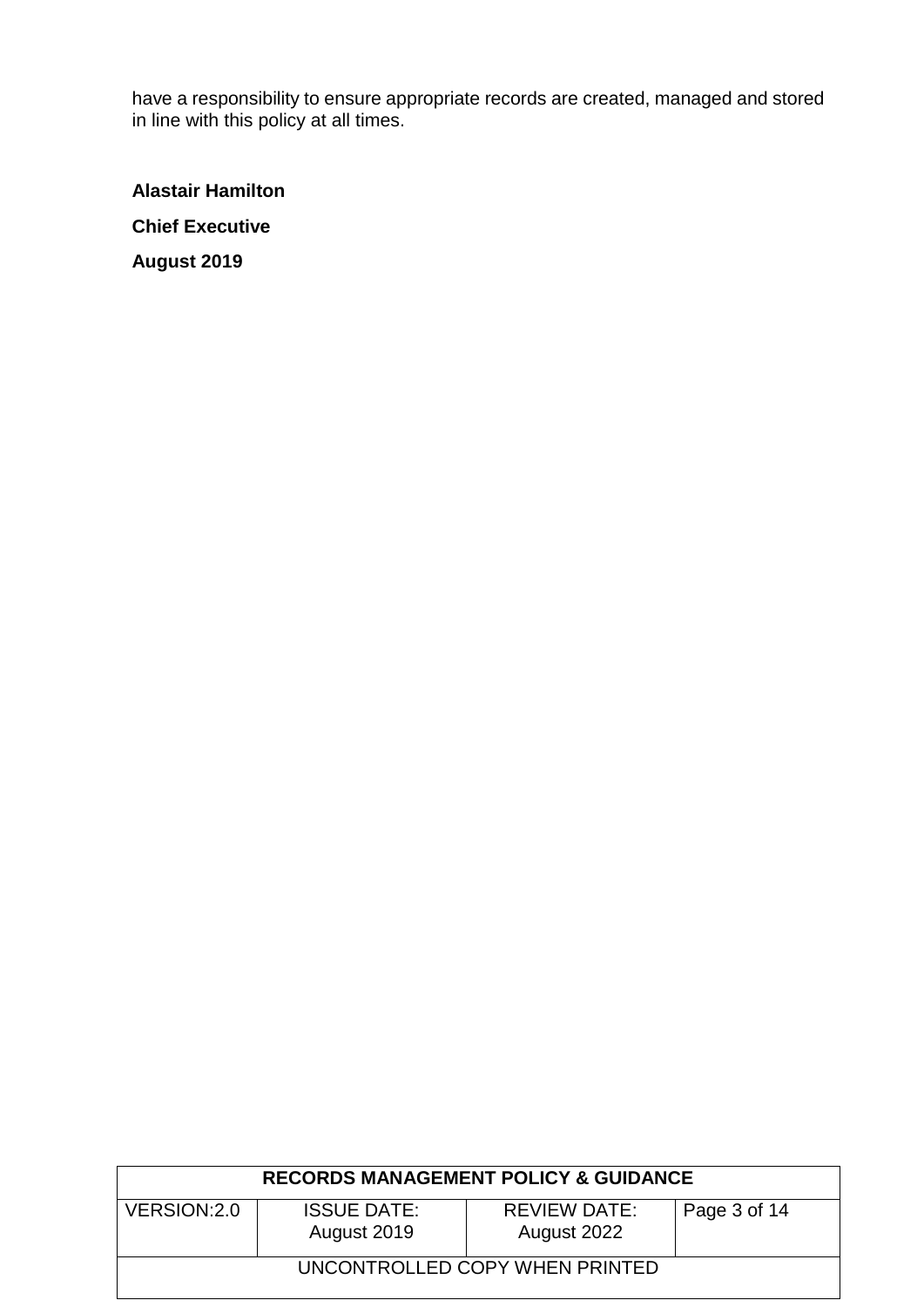have a responsibility to ensure appropriate records are created, managed and stored in line with this policy at all times.

**Alastair Hamilton**

**Chief Executive**

**August 2019**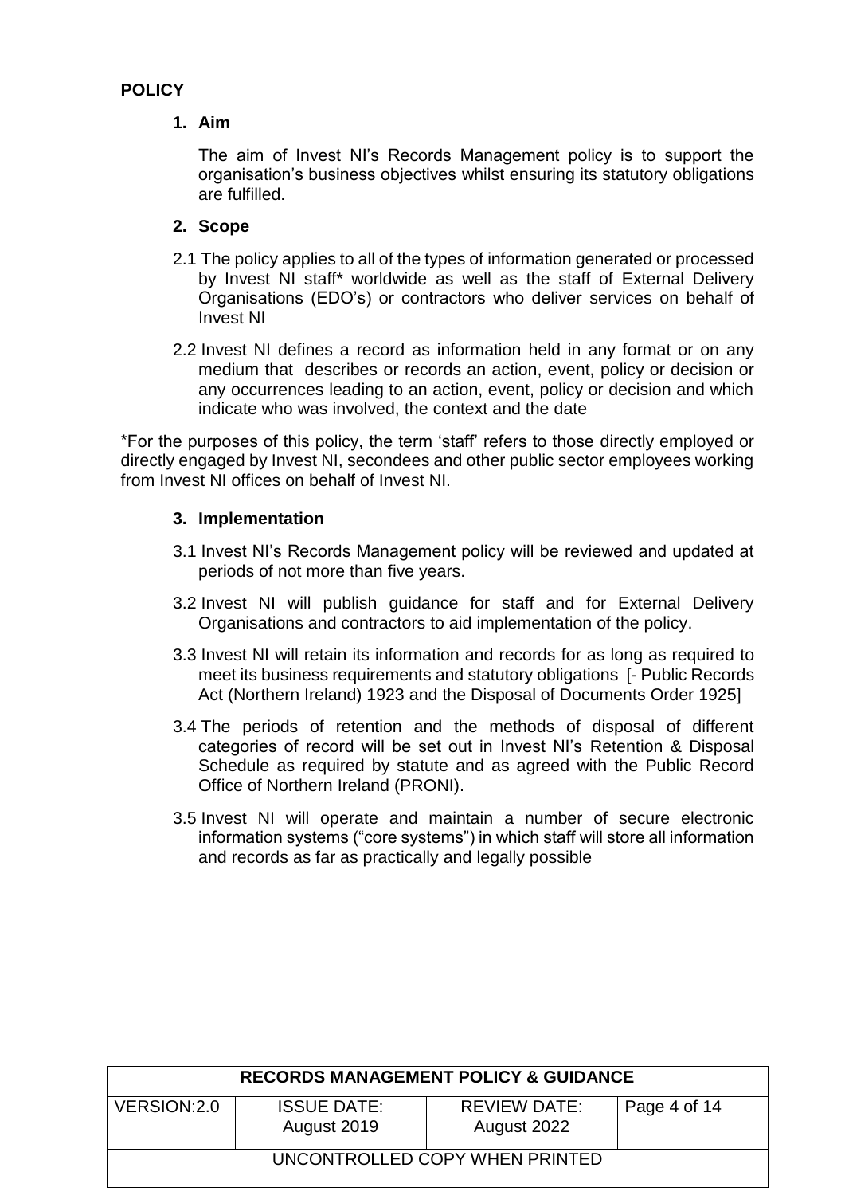## POLICY

### 1. Aim

The aim of Invest NI's Records Management policy is to support the organisation's business objectives whilst ensuring its statutory obligations are fulfilled.

### 2. Scope

2.1 The policy applies to all of the types of information generated or processed by Invest NI staff* worldwide as well as the staff of External Delivery Organisations (EDO's) or contractors who deliver services on behalf of Invest NI

2.2 Invest NI defines a record as information held in any format or on any medium that describes or records an action, event, policy or decision or any occurrences leading to an action, event, policy or decision and which indicate who was involved, the context and the date

*For the purposes of this policy, the term 'staff' refers to those directly employed or directly engaged by Invest NI, secondees and other public sector employees working from Invest NI offices on behalf of Invest NI.

### 3. Implementation

3.1 Invest NI's Records Management policy will be reviewed and updated at periods of not more than five years.

3.2 Invest NI will publish guidance for staff and for External Delivery Organisations and contractors to aid implementation of the policy.

3.3 Invest NI will retain its information and records for as long as required to meet its business requirements and statutory obligations [- Public Records Act (Northern Ireland) 1923 and the Disposal of Documents Order 1925]

3.4 The periods of retention and the methods of disposal of different categories of record will be set out in Invest NI's Retention & Disposal Schedule as required by statute and as agreed with the Public Record Office of Northern Ireland (PRONI).

3.5 Invest NI will operate and maintain a number of secure electronic information systems ("core systems") in which staff will store all information and records as far as practically and legally possible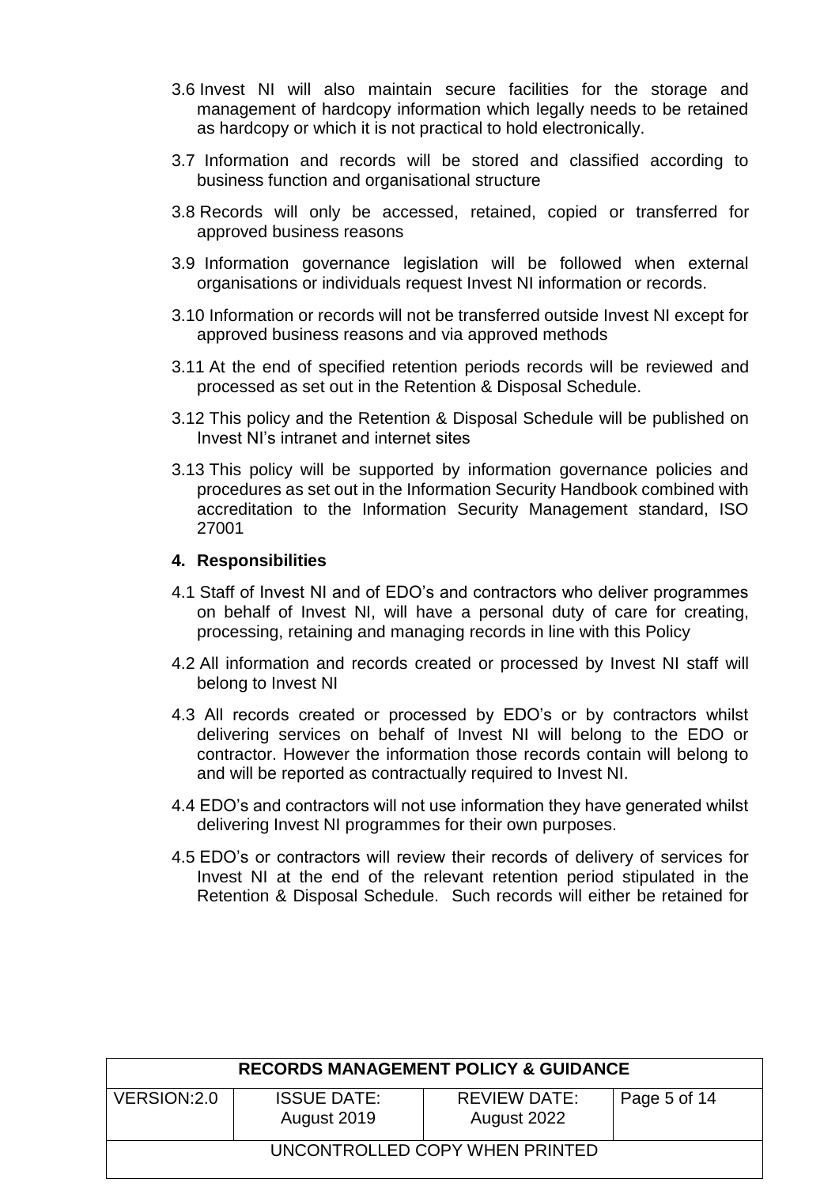3.6 Invest NI will also maintain secure facilities for the storage and management of hardcopy information which legally needs to be retained as hardcopy or which it is not practical to hold electronically.

3.7 Information and records will be stored and classified according to business function and organisational structure

3.8 Records will only be accessed, retained, copied or transferred for approved business reasons

3.9 Information governance legislation will be followed when external organisations or individuals request Invest NI information or records.

3.10 Information or records will not be transferred outside Invest NI except for approved business reasons and via approved methods

3.11 At the end of specified retention periods records will be reviewed and processed as set out in the Retention & Disposal Schedule.

3.12 This policy and the Retention & Disposal Schedule will be published on Invest NI's intranet and internet sites

3.13 This policy will be supported by information governance policies and procedures as set out in the Information Security Handbook combined with accreditation to the Information Security Management standard, ISO 27001

## 4. Responsibilities

4.1 Staff of Invest NI and of EDO's and contractors who deliver programmes on behalf of Invest NI, will have a personal duty of care for creating, processing, retaining and managing records in line with this Policy

4.2 All information and records created or processed by Invest NI staff will belong to Invest NI

4.3 All records created or processed by EDO's or by contractors whilst delivering services on behalf of Invest NI will belong to the EDO or contractor. However the information those records contain will belong to and will be reported as contractually required to Invest NI.

4.4 EDO's and contractors will not use information they have generated whilst delivering Invest NI programmes for their own purposes.

4.5 EDO's or contractors will review their records of delivery of services for Invest NI at the end of the relevant retention period stipulated in the Retention & Disposal Schedule. Such records will either be retained for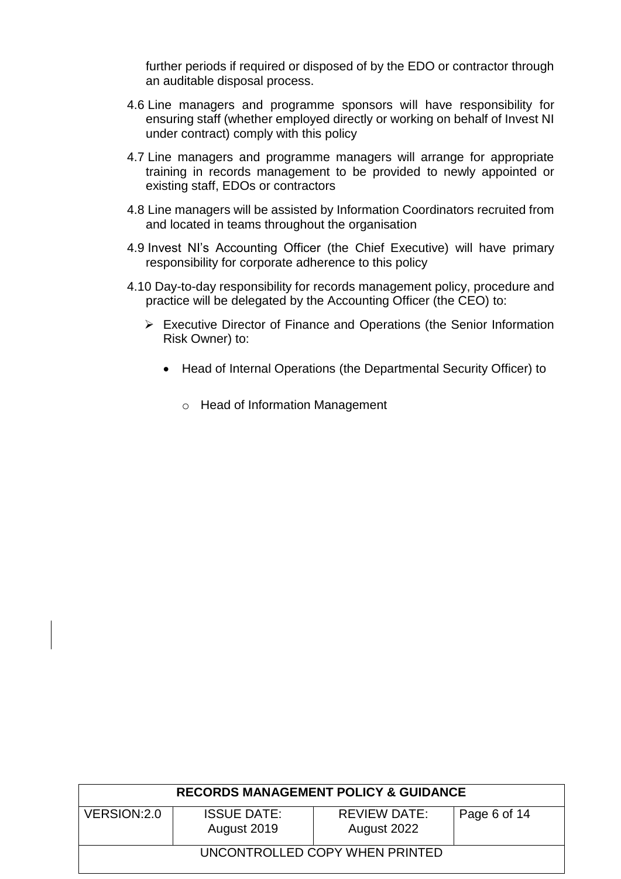further periods if required or disposed of by the EDO or contractor through an auditable disposal process.

4.6 Line managers and programme sponsors will have responsibility for ensuring staff (whether employed directly or working on behalf of Invest NI under contract) comply with this policy

4.7 Line managers and programme managers will arrange for appropriate training in records management to be provided to newly appointed or existing staff, EDOs or contractors

4.8 Line managers will be assisted by Information Coordinators recruited from and located in teams throughout the organisation

4.9 Invest NI's Accounting Officer (the Chief Executive) will have primary responsibility for corporate adherence to this policy

4.10 Day-to-day responsibility for records management policy, procedure and practice will be delegated by the Accounting Officer (the CEO) to:

- Executive Director of Finance and Operations (the Senior Information Risk Owner) to:
  - Head of Internal Operations (the Departmental Security Officer) to
    - Head of Information Management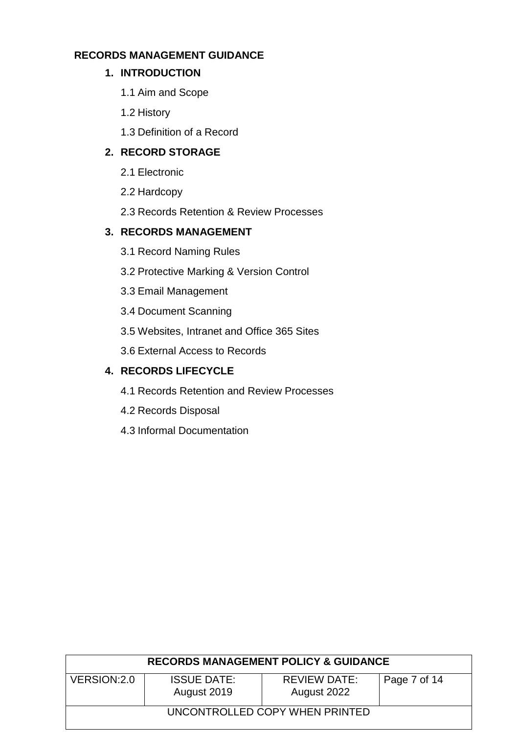# RECORDS MANAGEMENT GUIDANCE

1. **INTRODUCTION**
   - 1.1 Aim and Scope
   - 1.2 History
   - 1.3 Definition of a Record
2. **RECORD STORAGE**
   - 2.1 Electronic
   - 2.2 Hardcopy
   - 2.3 Records Retention & Review Processes
3. **RECORDS MANAGEMENT**
   - 3.1 Record Naming Rules
   - 3.2 Protective Marking & Version Control
   - 3.3 Email Management
   - 3.4 Document Scanning
   - 3.5 Websites, Intranet and Office 365 Sites
   - 3.6 External Access to Records
4. **RECORDS LIFECYCLE**
   - 4.1 Records Retention and Review Processes
   - 4.2 Records Disposal
   - 4.3 Informal Documentation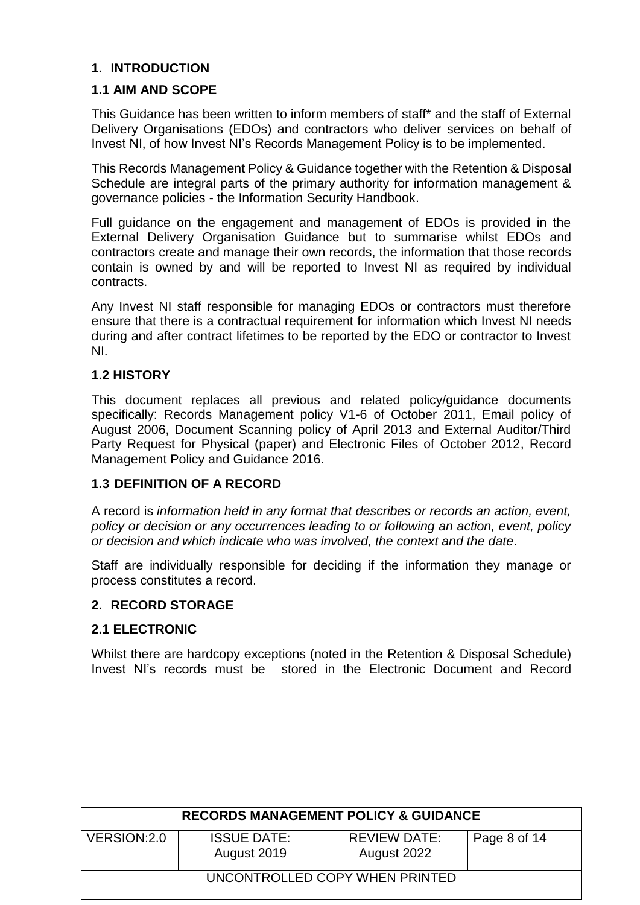## 1. INTRODUCTION

### 1.1 AIM AND SCOPE

This Guidance has been written to inform members of staff* and the staff of External Delivery Organisations (EDOs) and contractors who deliver services on behalf of Invest NI, of how Invest NI's Records Management Policy is to be implemented.

This Records Management Policy & Guidance together with the Retention & Disposal Schedule are integral parts of the primary authority for information management & governance policies - the Information Security Handbook.

Full guidance on the engagement and management of EDOs is provided in the External Delivery Organisation Guidance but to summarise whilst EDOs and contractors create and manage their own records, the information that those records contain is owned by and will be reported to Invest NI as required by individual contracts.

Any Invest NI staff responsible for managing EDOs or contractors must therefore ensure that there is a contractual requirement for information which Invest NI needs during and after contract lifetimes to be reported by the EDO or contractor to Invest NI.

### 1.2 HISTORY

This document replaces all previous and related policy/guidance documents specifically: Records Management policy V1-6 of October 2011, Email policy of August 2006, Document Scanning policy of April 2013 and External Auditor/Third Party Request for Physical (paper) and Electronic Files of October 2012, Record Management Policy and Guidance 2016.

### 1.3 DEFINITION OF A RECORD

A record is *information held in any format that describes or records an action, event, policy or decision or any occurrences leading to or following an action, event, policy or decision and which indicate who was involved, the context and the date*.

Staff are individually responsible for deciding if the information they manage or process constitutes a record.

## 2. RECORD STORAGE

### 2.1 ELECTRONIC

Whilst there are hardcopy exceptions (noted in the Retention & Disposal Schedule) Invest NI's records must be stored in the Electronic Document and Record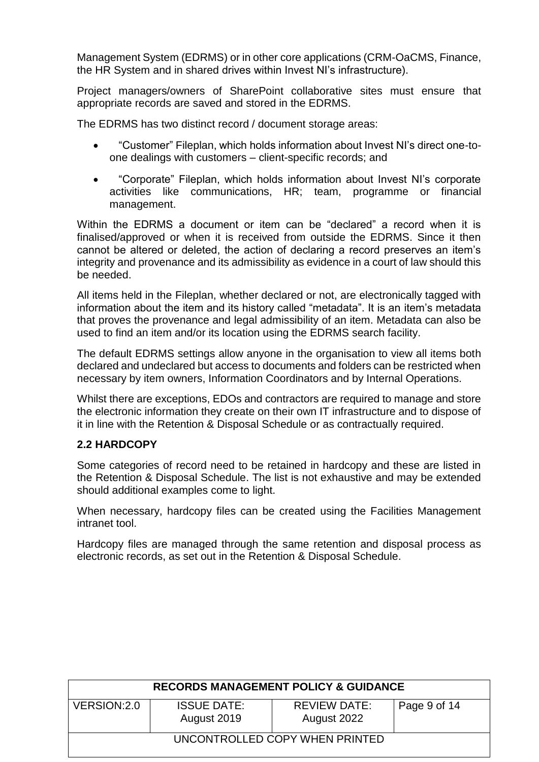Management System (EDRMS) or in other core applications (CRM-OaCMS, Finance, the HR System and in shared drives within Invest NI's infrastructure).

Project managers/owners of SharePoint collaborative sites must ensure that appropriate records are saved and stored in the EDRMS.

The EDRMS has two distinct record / document storage areas:

- "Customer" Fileplan, which holds information about Invest NI's direct one-to-one dealings with customers – client-specific records; and
- "Corporate" Fileplan, which holds information about Invest NI's corporate activities like communications, HR; team, programme or financial management.

Within the EDRMS a document or item can be "declared" a record when it is finalised/approved or when it is received from outside the EDRMS. Since it then cannot be altered or deleted, the action of declaring a record preserves an item's integrity and provenance and its admissibility as evidence in a court of law should this be needed.

All items held in the Fileplan, whether declared or not, are electronically tagged with information about the item and its history called "metadata". It is an item's metadata that proves the provenance and legal admissibility of an item. Metadata can also be used to find an item and/or its location using the EDRMS search facility.

The default EDRMS settings allow anyone in the organisation to view all items both declared and undeclared but access to documents and folders can be restricted when necessary by item owners, Information Coordinators and by Internal Operations.

Whilst there are exceptions, EDOs and contractors are required to manage and store the electronic information they create on their own IT infrastructure and to dispose of it in line with the Retention & Disposal Schedule or as contractually required.

### 2.2 HARDCOPY

Some categories of record need to be retained in hardcopy and these are listed in the Retention & Disposal Schedule. The list is not exhaustive and may be extended should additional examples come to light.

When necessary, hardcopy files can be created using the Facilities Management intranet tool.

Hardcopy files are managed through the same retention and disposal process as electronic records, as set out in the Retention & Disposal Schedule.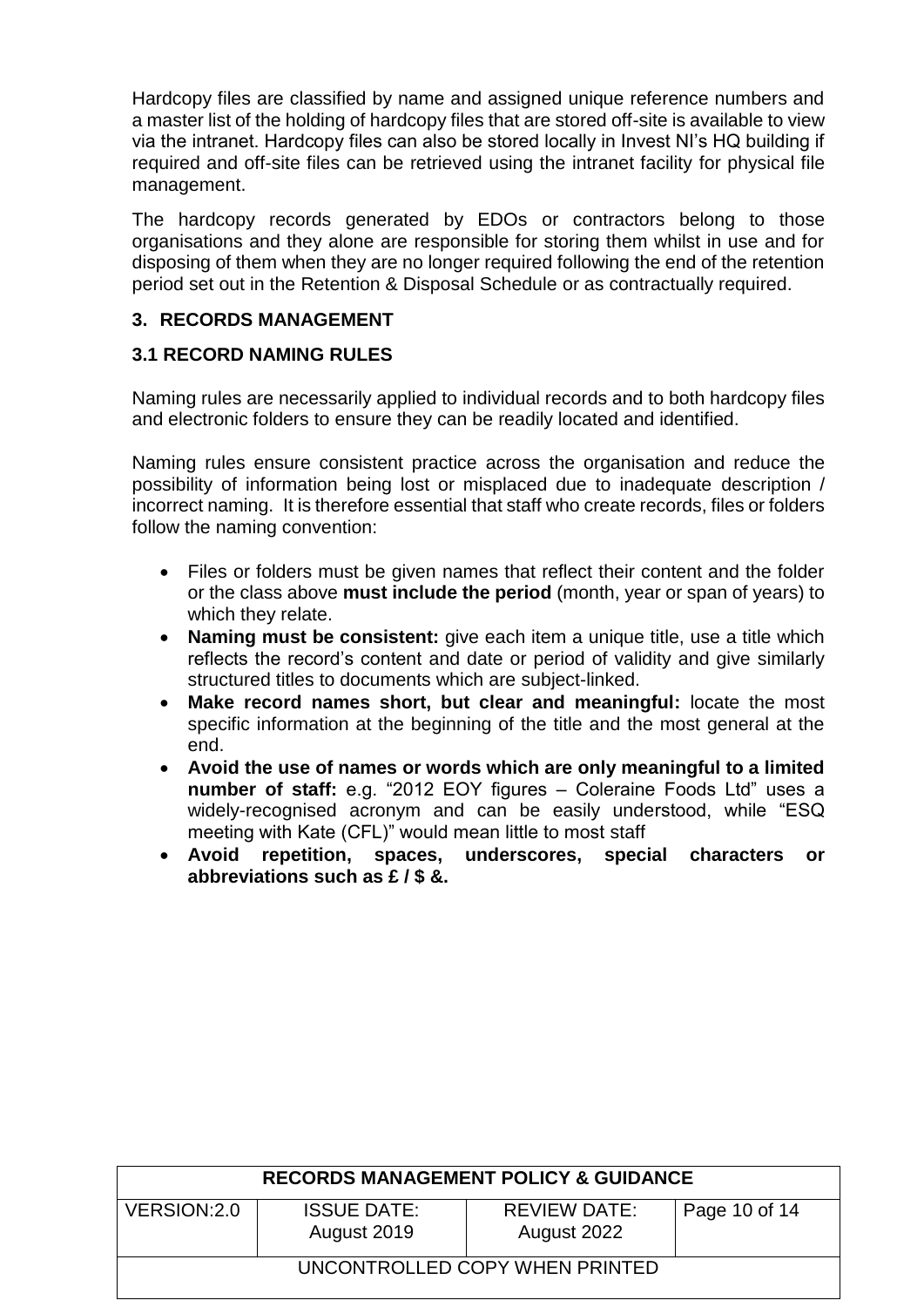Hardcopy files are classified by name and assigned unique reference numbers and a master list of the holding of hardcopy files that are stored off-site is available to view via the intranet. Hardcopy files can also be stored locally in Invest NI's HQ building if required and off-site files can be retrieved using the intranet facility for physical file management.

The hardcopy records generated by EDOs or contractors belong to those organisations and they alone are responsible for storing them whilst in use and for disposing of them when they are no longer required following the end of the retention period set out in the Retention & Disposal Schedule or as contractually required.

## 3. RECORDS MANAGEMENT

### 3.1 RECORD NAMING RULES

Naming rules are necessarily applied to individual records and to both hardcopy files and electronic folders to ensure they can be readily located and identified.

Naming rules ensure consistent practice across the organisation and reduce the possibility of information being lost or misplaced due to inadequate description / incorrect naming. It is therefore essential that staff who create records, files or folders follow the naming convention:

- Files or folders must be given names that reflect their content and the folder or the class above **must include the period** (month, year or span of years) to which they relate.
- **Naming must be consistent:** give each item a unique title, use a title which reflects the record's content and date or period of validity and give similarly structured titles to documents which are subject-linked.
- **Make record names short, but clear and meaningful:** locate the most specific information at the beginning of the title and the most general at the end.
- **Avoid the use of names or words which are only meaningful to a limited number of staff:** e.g. "2012 EOY figures – Coleraine Foods Ltd" uses a widely-recognised acronym and can be easily understood, while "ESQ meeting with Kate (CFL)" would mean little to most staff
- **Avoid repetition, spaces, underscores, special characters or abbreviations such as £ / $ &.**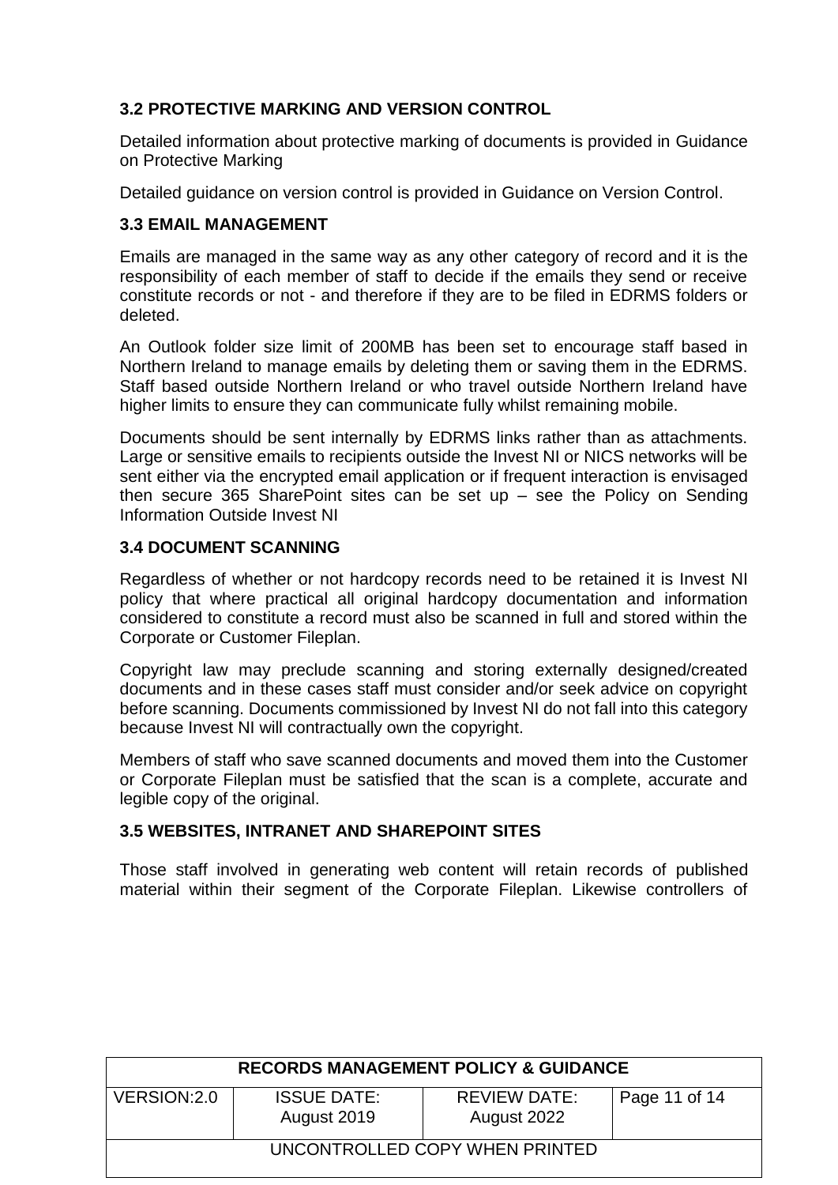### 3.2 PROTECTIVE MARKING AND VERSION CONTROL

Detailed information about protective marking of documents is provided in Guidance on Protective Marking

Detailed guidance on version control is provided in Guidance on Version Control.

### 3.3 EMAIL MANAGEMENT

Emails are managed in the same way as any other category of record and it is the responsibility of each member of staff to decide if the emails they send or receive constitute records or not - and therefore if they are to be filed in EDRMS folders or deleted.

An Outlook folder size limit of 200MB has been set to encourage staff based in Northern Ireland to manage emails by deleting them or saving them in the EDRMS. Staff based outside Northern Ireland or who travel outside Northern Ireland have higher limits to ensure they can communicate fully whilst remaining mobile.

Documents should be sent internally by EDRMS links rather than as attachments. Large or sensitive emails to recipients outside the Invest NI or NICS networks will be sent either via the encrypted email application or if frequent interaction is envisaged then secure 365 SharePoint sites can be set up – see the Policy on Sending Information Outside Invest NI

### 3.4 DOCUMENT SCANNING

Regardless of whether or not hardcopy records need to be retained it is Invest NI policy that where practical all original hardcopy documentation and information considered to constitute a record must also be scanned in full and stored within the Corporate or Customer Fileplan.

Copyright law may preclude scanning and storing externally designed/created documents and in these cases staff must consider and/or seek advice on copyright before scanning. Documents commissioned by Invest NI do not fall into this category because Invest NI will contractually own the copyright.

Members of staff who save scanned documents and moved them into the Customer or Corporate Fileplan must be satisfied that the scan is a complete, accurate and legible copy of the original.

### 3.5 WEBSITES, INTRANET AND SHAREPOINT SITES

Those staff involved in generating web content will retain records of published material within their segment of the Corporate Fileplan. Likewise controllers of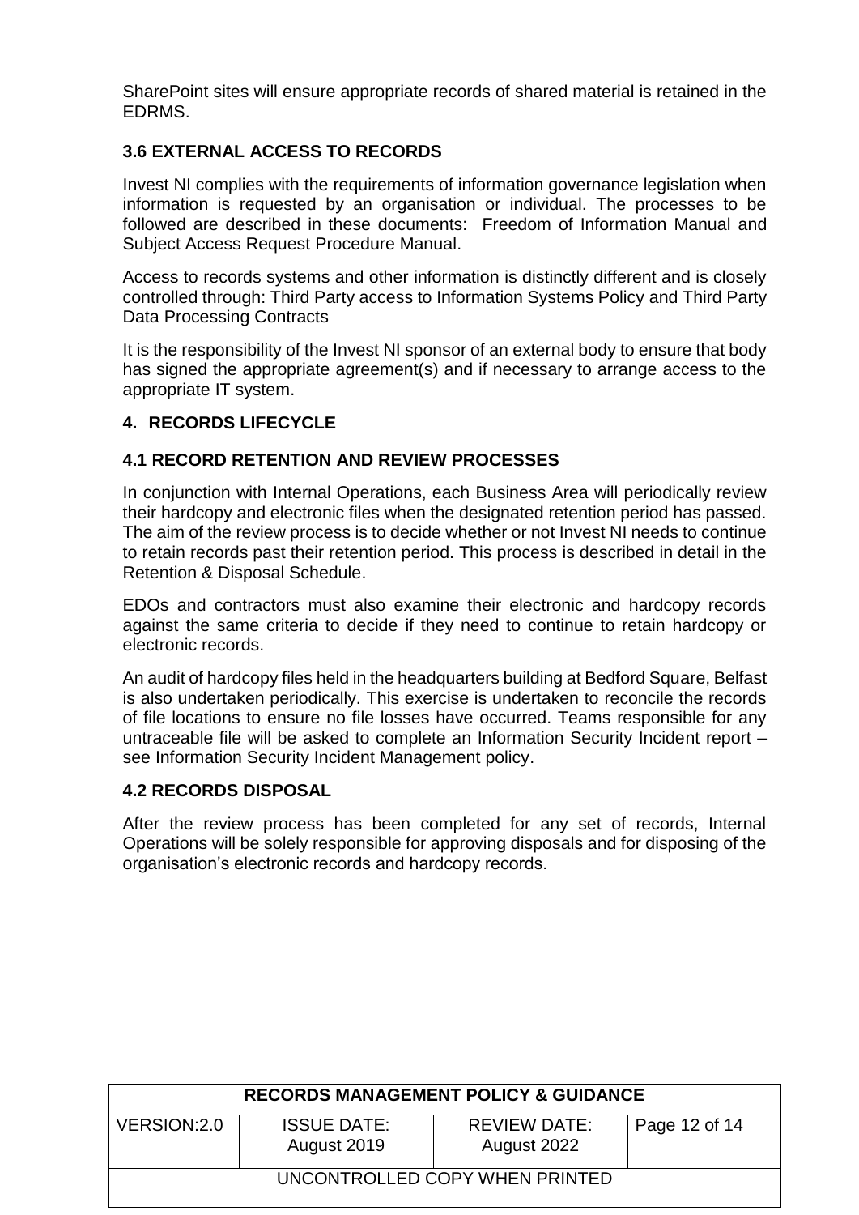SharePoint sites will ensure appropriate records of shared material is retained in the EDRMS.

### 3.6 EXTERNAL ACCESS TO RECORDS

Invest NI complies with the requirements of information governance legislation when information is requested by an organisation or individual. The processes to be followed are described in these documents: Freedom of Information Manual and Subject Access Request Procedure Manual.

Access to records systems and other information is distinctly different and is closely controlled through: Third Party access to Information Systems Policy and Third Party Data Processing Contracts

It is the responsibility of the Invest NI sponsor of an external body to ensure that body has signed the appropriate agreement(s) and if necessary to arrange access to the appropriate IT system.

## 4. RECORDS LIFECYCLE

### 4.1 RECORD RETENTION AND REVIEW PROCESSES

In conjunction with Internal Operations, each Business Area will periodically review their hardcopy and electronic files when the designated retention period has passed. The aim of the review process is to decide whether or not Invest NI needs to continue to retain records past their retention period. This process is described in detail in the Retention & Disposal Schedule.

EDOs and contractors must also examine their electronic and hardcopy records against the same criteria to decide if they need to continue to retain hardcopy or electronic records.

An audit of hardcopy files held in the headquarters building at Bedford Square, Belfast is also undertaken periodically. This exercise is undertaken to reconcile the records of file locations to ensure no file losses have occurred. Teams responsible for any untraceable file will be asked to complete an Information Security Incident report – see Information Security Incident Management policy.

### 4.2 RECORDS DISPOSAL

After the review process has been completed for any set of records, Internal Operations will be solely responsible for approving disposals and for disposing of the organisation's electronic records and hardcopy records.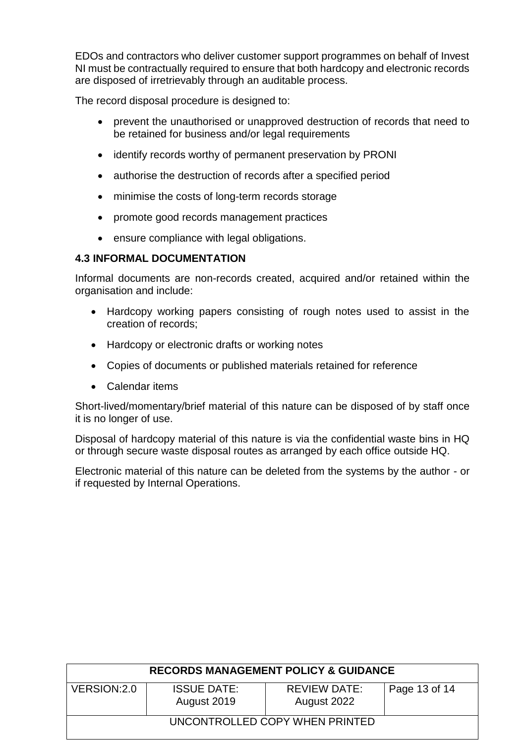EDOs and contractors who deliver customer support programmes on behalf of Invest NI must be contractually required to ensure that both hardcopy and electronic records are disposed of irretrievably through an auditable process.

The record disposal procedure is designed to:

- prevent the unauthorised or unapproved destruction of records that need to be retained for business and/or legal requirements
- identify records worthy of permanent preservation by PRONI
- authorise the destruction of records after a specified period
- minimise the costs of long-term records storage
- promote good records management practices
- ensure compliance with legal obligations.

### 4.3 INFORMAL DOCUMENTATION

Informal documents are non-records created, acquired and/or retained within the organisation and include:

- Hardcopy working papers consisting of rough notes used to assist in the creation of records;
- Hardcopy or electronic drafts or working notes
- Copies of documents or published materials retained for reference
- Calendar items

Short-lived/momentary/brief material of this nature can be disposed of by staff once it is no longer of use.

Disposal of hardcopy material of this nature is via the confidential waste bins in HQ or through secure waste disposal routes as arranged by each office outside HQ.

Electronic material of this nature can be deleted from the systems by the author - or if requested by Internal Operations.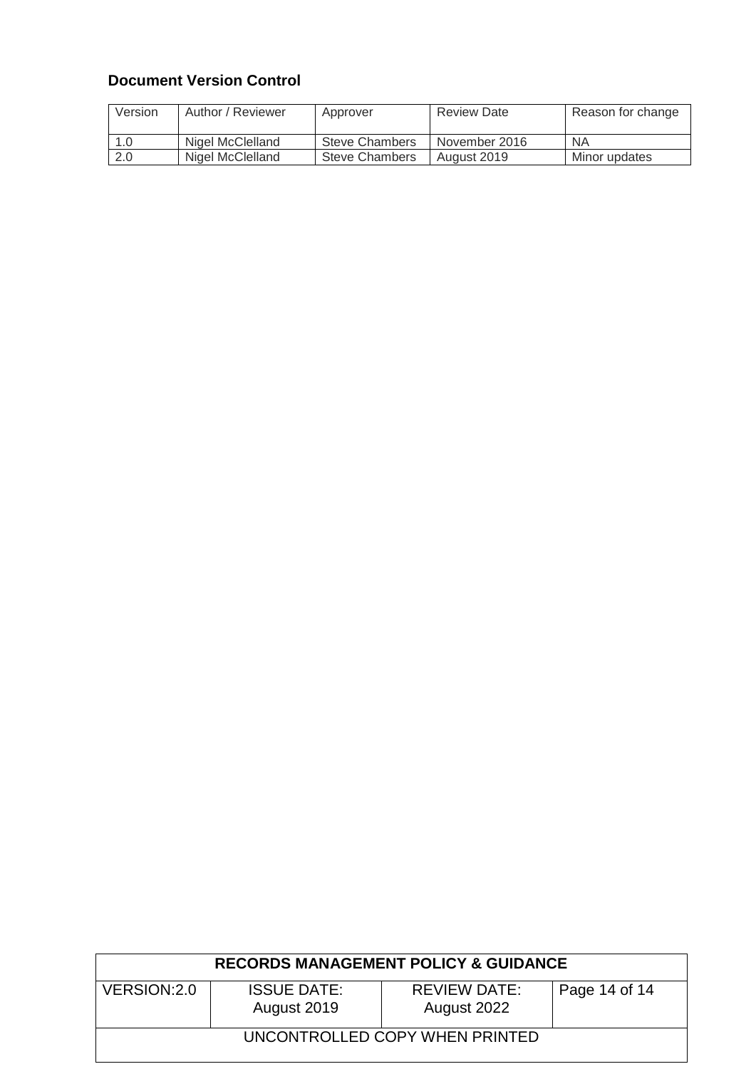**Document Version Control**

| Version | Author / Reviewer | Approver | Review Date | Reason for change |
|---|---|---|---|---|
| 1.0 | Nigel McClelland | Steve Chambers | November 2016 | NA |
| 2.0 | Nigel McClelland | Steve Chambers | August 2019 | Minor updates |